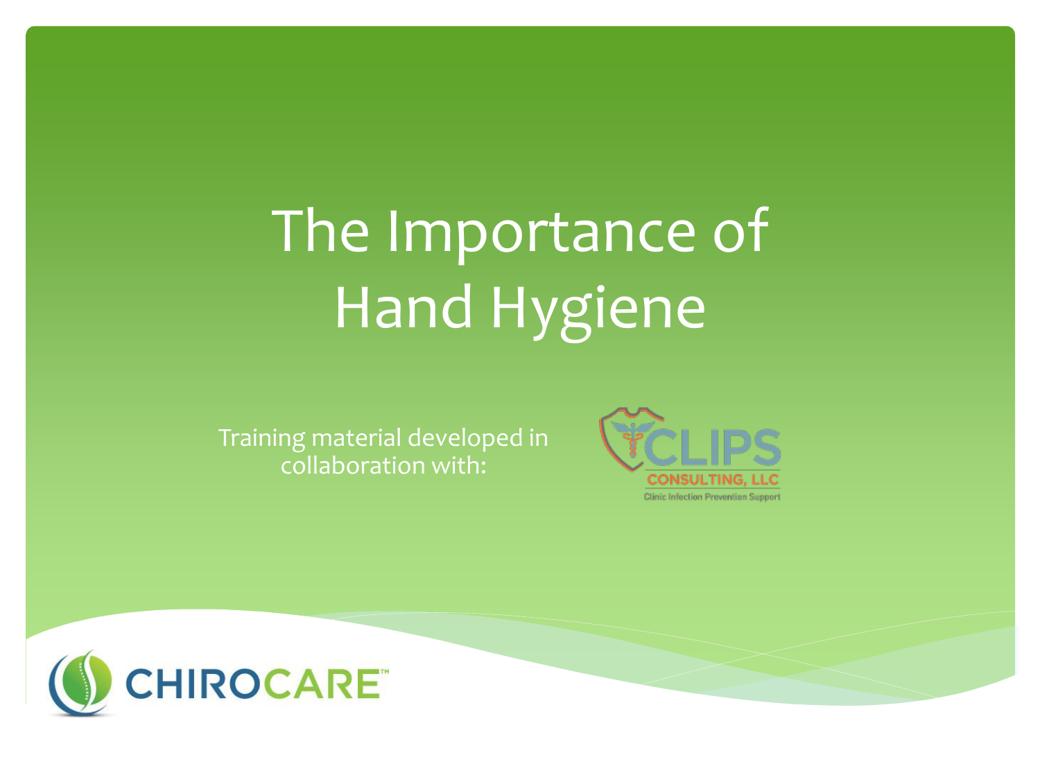# The Importance of Hand Hygiene

Training material developed in collaboration with:

CLIPS CONSULTING, LLC

Clinic Infection Prevention Support

CHIROCARE™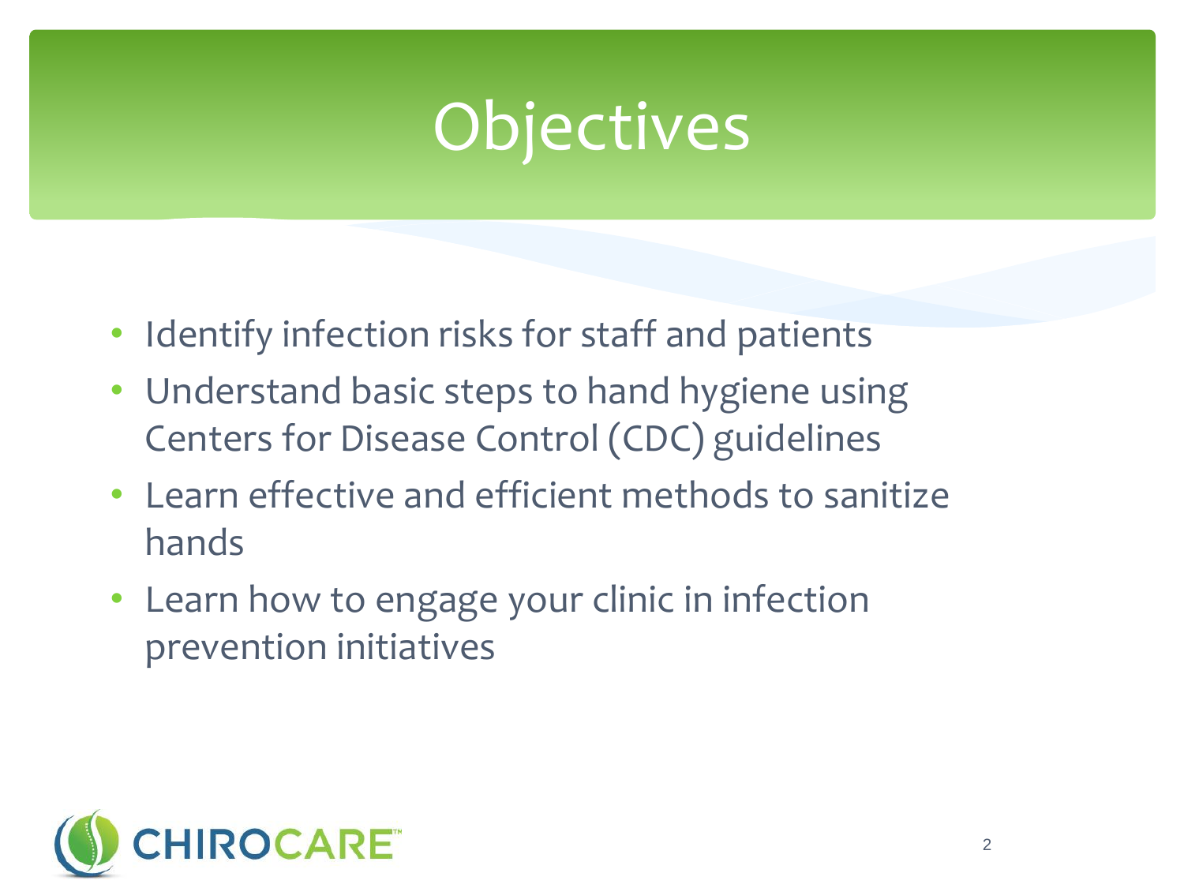# Objectives

- Identify infection risks for staff and patients
- Understand basic steps to hand hygiene using Centers for Disease Control (CDC) guidelines
- Learn effective and efficient methods to sanitize hands
- Learn how to engage your clinic in infection prevention initiatives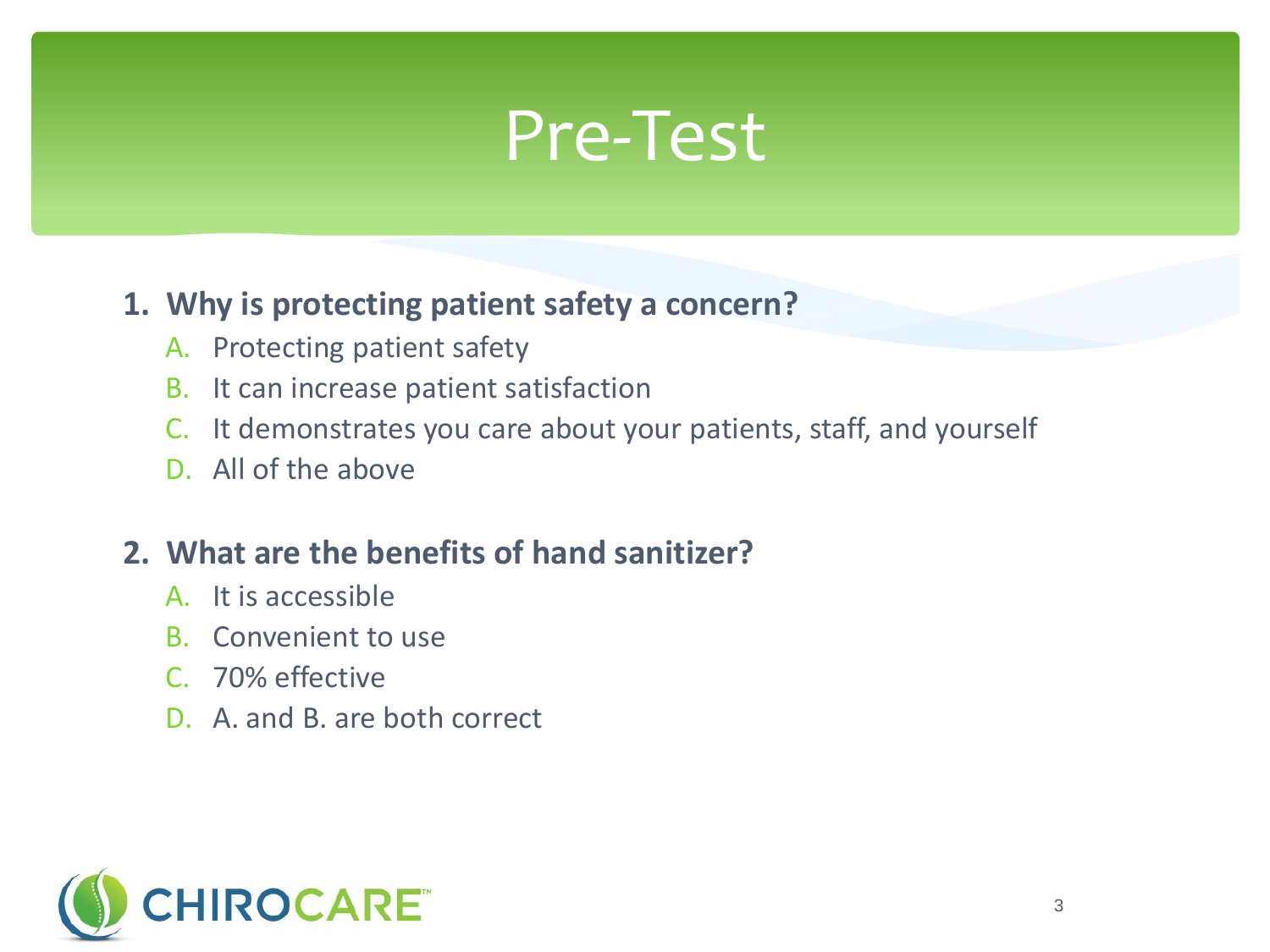# Pre-Test

1. **Why is protecting patient safety a concern?**
   A. Protecting patient safety
   B. It can increase patient satisfaction
   C. It demonstrates you care about your patients, staff, and yourself
   D. All of the above

2. **What are the benefits of hand sanitizer?**
   A. It is accessible
   B. Convenient to use
   C. 70% effective
   D. A. and B. are both correct

CHIROCARE™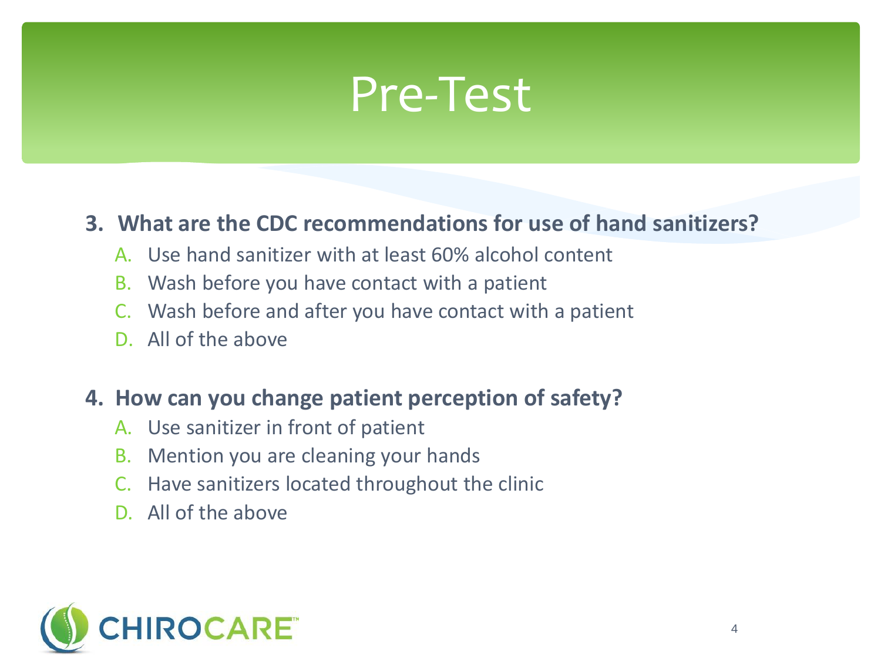# Pre-Test

**3. What are the CDC recommendations for use of hand sanitizers?**

A. Use hand sanitizer with at least 60% alcohol content
B. Wash before you have contact with a patient
C. Wash before and after you have contact with a patient
D. All of the above

**4. How can you change patient perception of safety?**

A. Use sanitizer in front of patient
B. Mention you are cleaning your hands
C. Have sanitizers located throughout the clinic
D. All of the above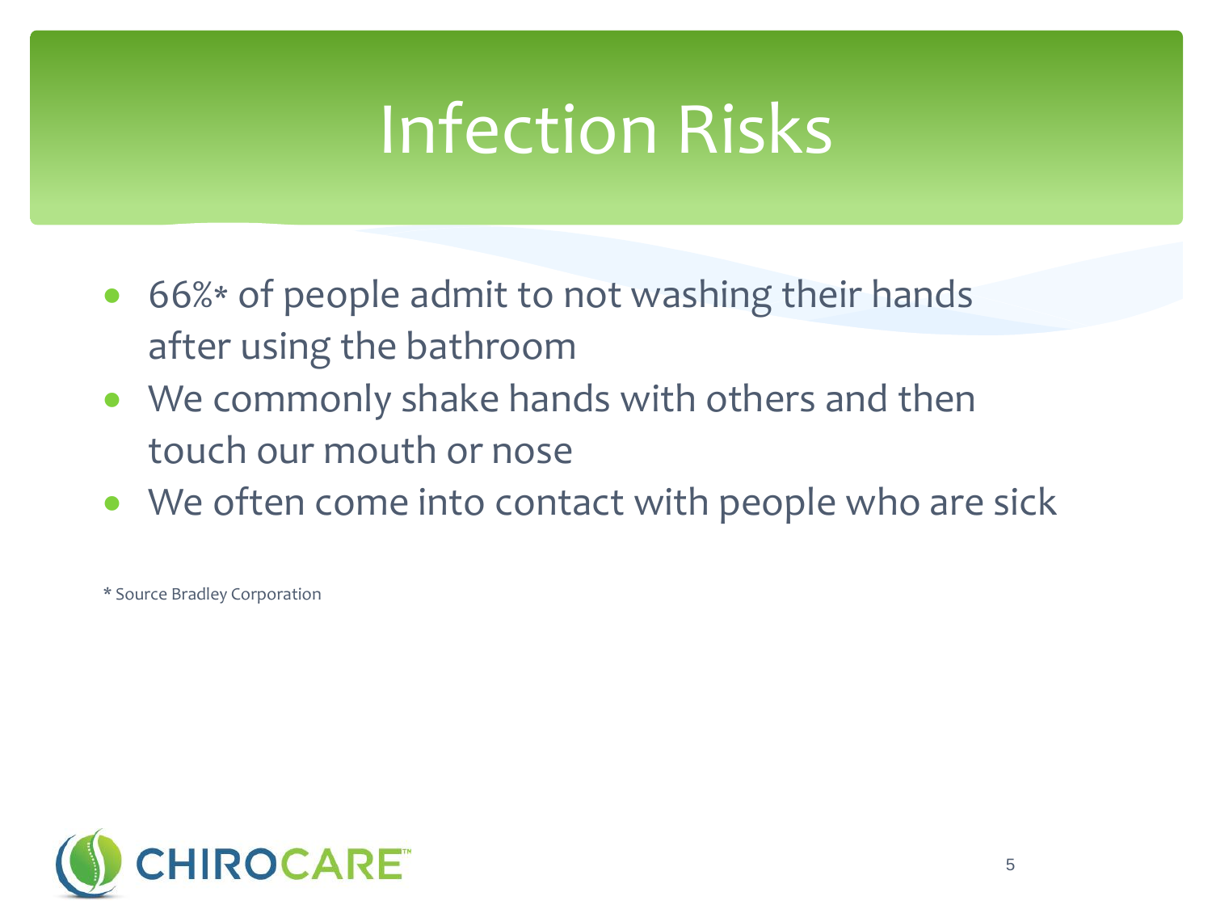# Infection Risks

- 66%* of people admit to not washing their hands after using the bathroom
- We commonly shake hands with others and then touch our mouth or nose
- We often come into contact with people who are sick

* Source Bradley Corporation

CHIROCARE™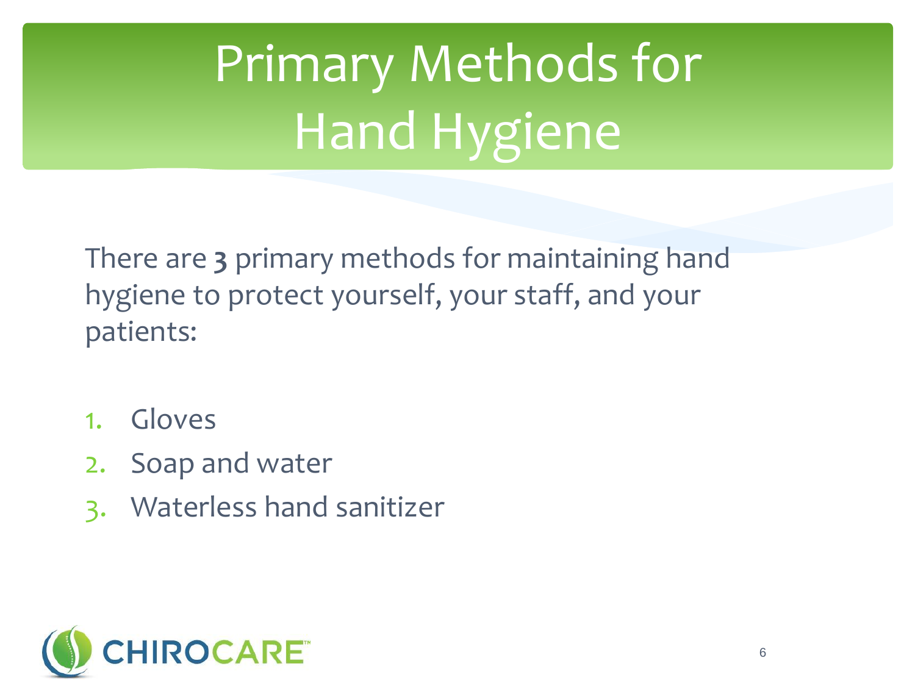# Primary Methods for Hand Hygiene

There are **3** primary methods for maintaining hand hygiene to protect yourself, your staff, and your patients:

1. Gloves
2. Soap and water
3. Waterless hand sanitizer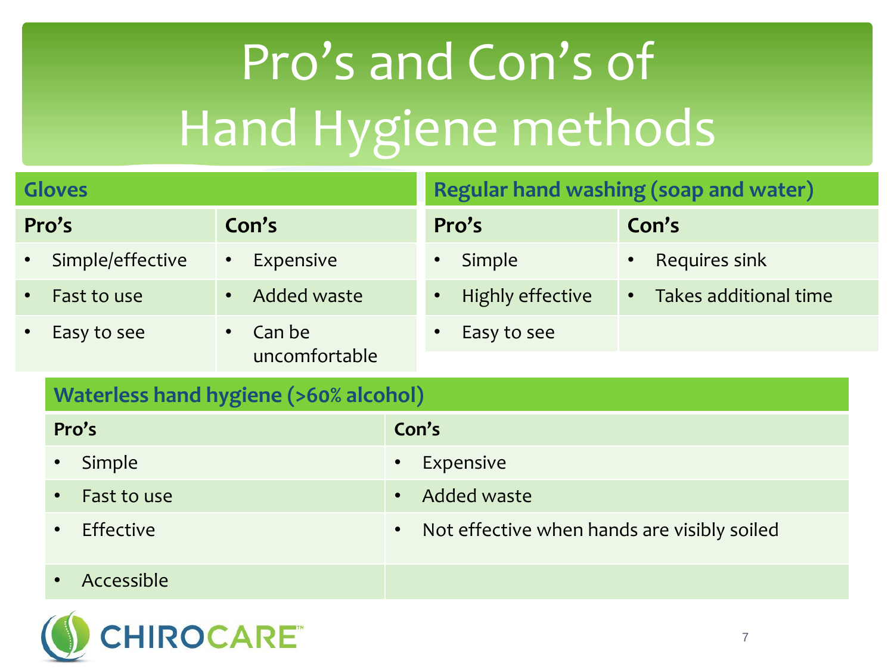# Pro's and Con's of Hand Hygiene methods

## Gloves

| Pro's | Con's |
| --- | --- |
| • Simple/effective | • Expensive |
| • Fast to use | • Added waste |
| • Easy to see | • Can be uncomfortable |

## Regular hand washing (soap and water)

| Pro's | Con's |
| --- | --- |
| • Simple | • Requires sink |
| • Highly effective | • Takes additional time |
| • Easy to see | |

## Waterless hand hygiene (>60% alcohol)

| Pro's | Con's |
| --- | --- |
| • Simple | • Expensive |
| • Fast to use | • Added waste |
| • Effective | • Not effective when hands are visibly soiled |
| • Accessible | |

CHIROCARE™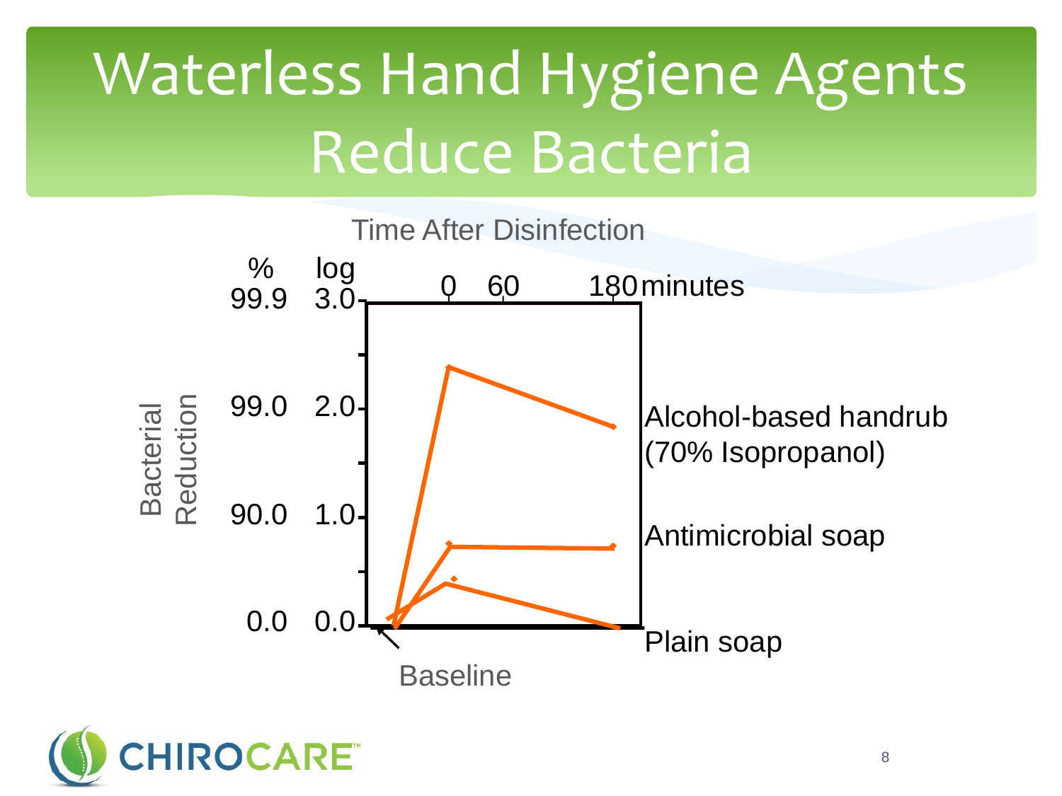# Waterless Hand Hygiene Agents Reduce Bacteria

Time After Disinfection

| % | log | | | |
|---|---|---|---|---|
| | | 0 | 60 | 180 minutes |
| 99.9 | 3.0 | | | |
| 99.0 | 2.0 | | | Alcohol-based handrub (70% Isopropanol) |
| 90.0 | 1.0 | | | Antimicrobial soap |
| 0.0 | 0.0 | | | Plain soap |

Bacterial Reduction

Baseline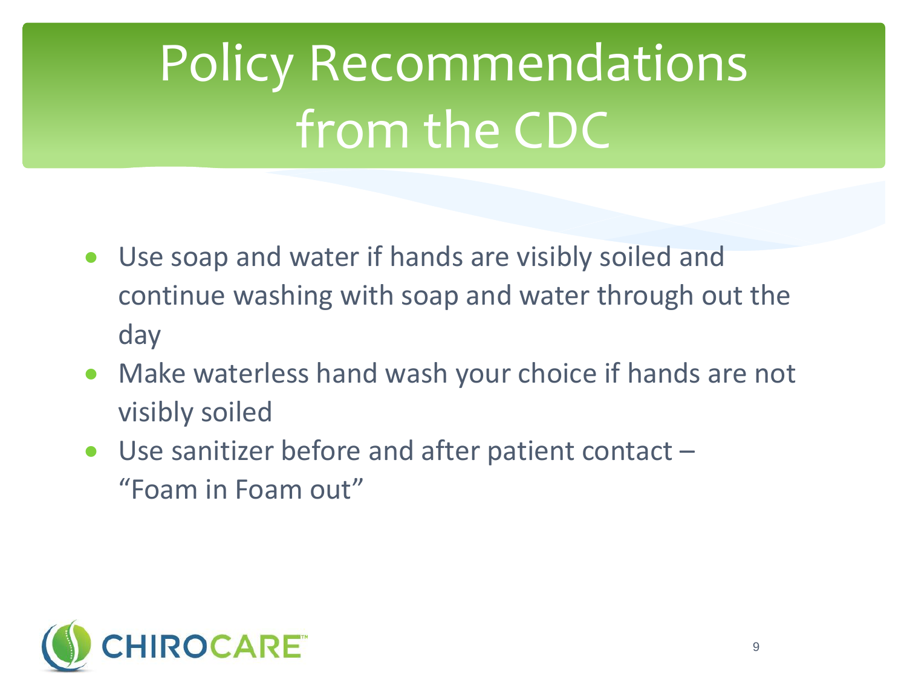# Policy Recommendations from the CDC

- Use soap and water if hands are visibly soiled and continue washing with soap and water through out the day
- Make waterless hand wash your choice if hands are not visibly soiled
- Use sanitizer before and after patient contact – “Foam in Foam out”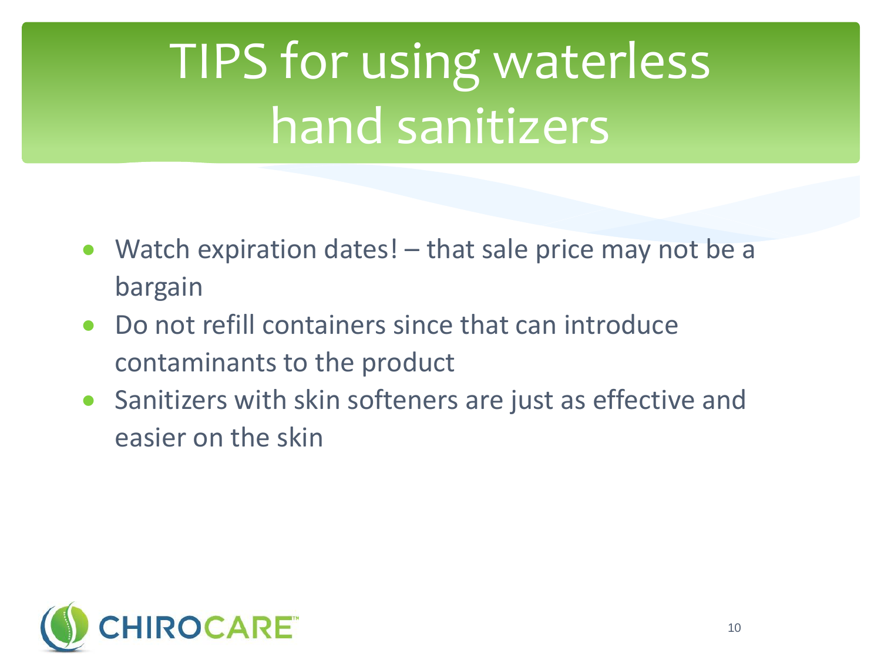# TIPS for using waterless hand sanitizers

- Watch expiration dates! – that sale price may not be a bargain
- Do not refill containers since that can introduce contaminants to the product
- Sanitizers with skin softeners are just as effective and easier on the skin

CHIROCARE™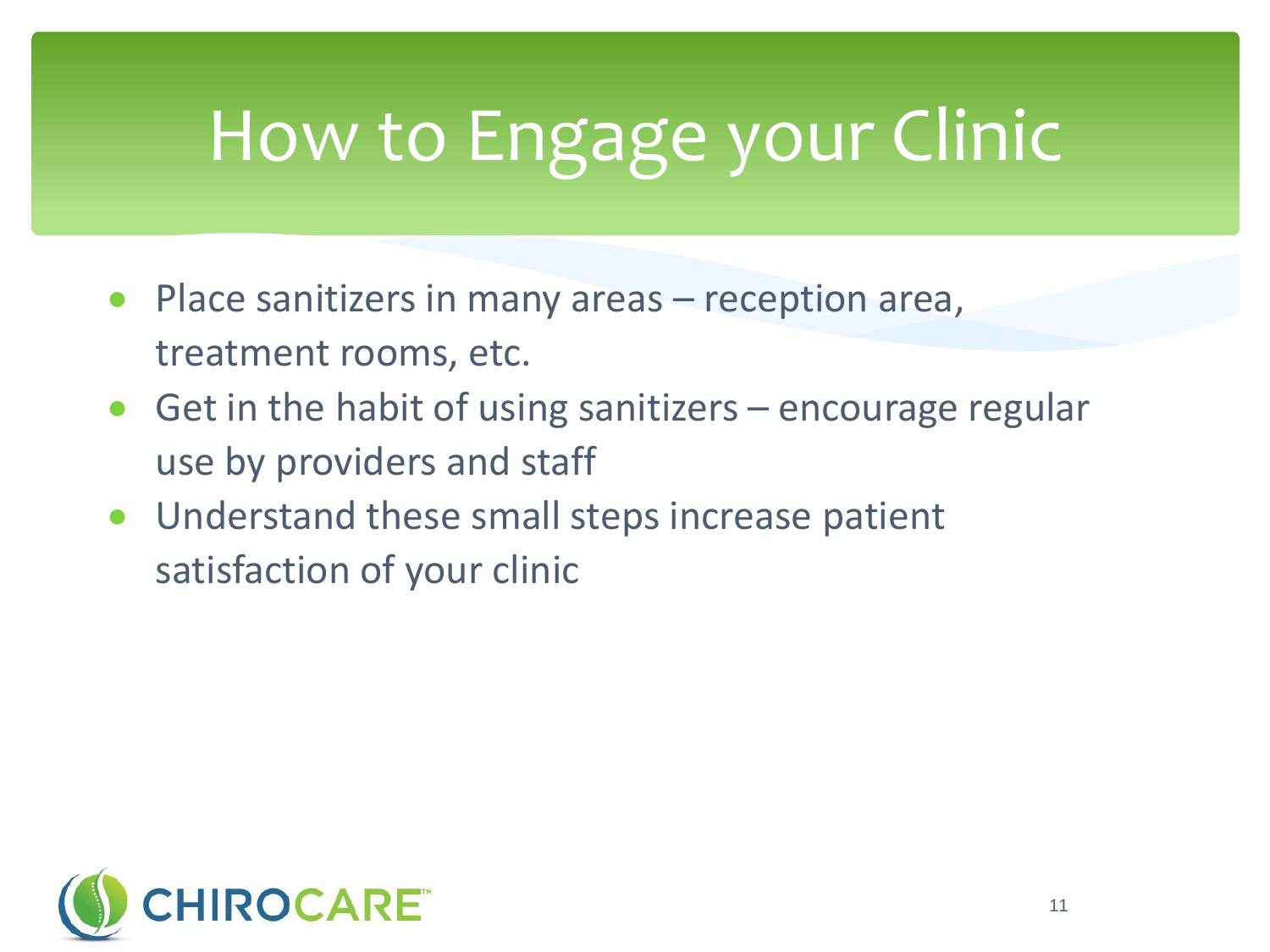# How to Engage your Clinic

- Place sanitizers in many areas – reception area, treatment rooms, etc.
- Get in the habit of using sanitizers – encourage regular use by providers and staff
- Understand these small steps increase patient satisfaction of your clinic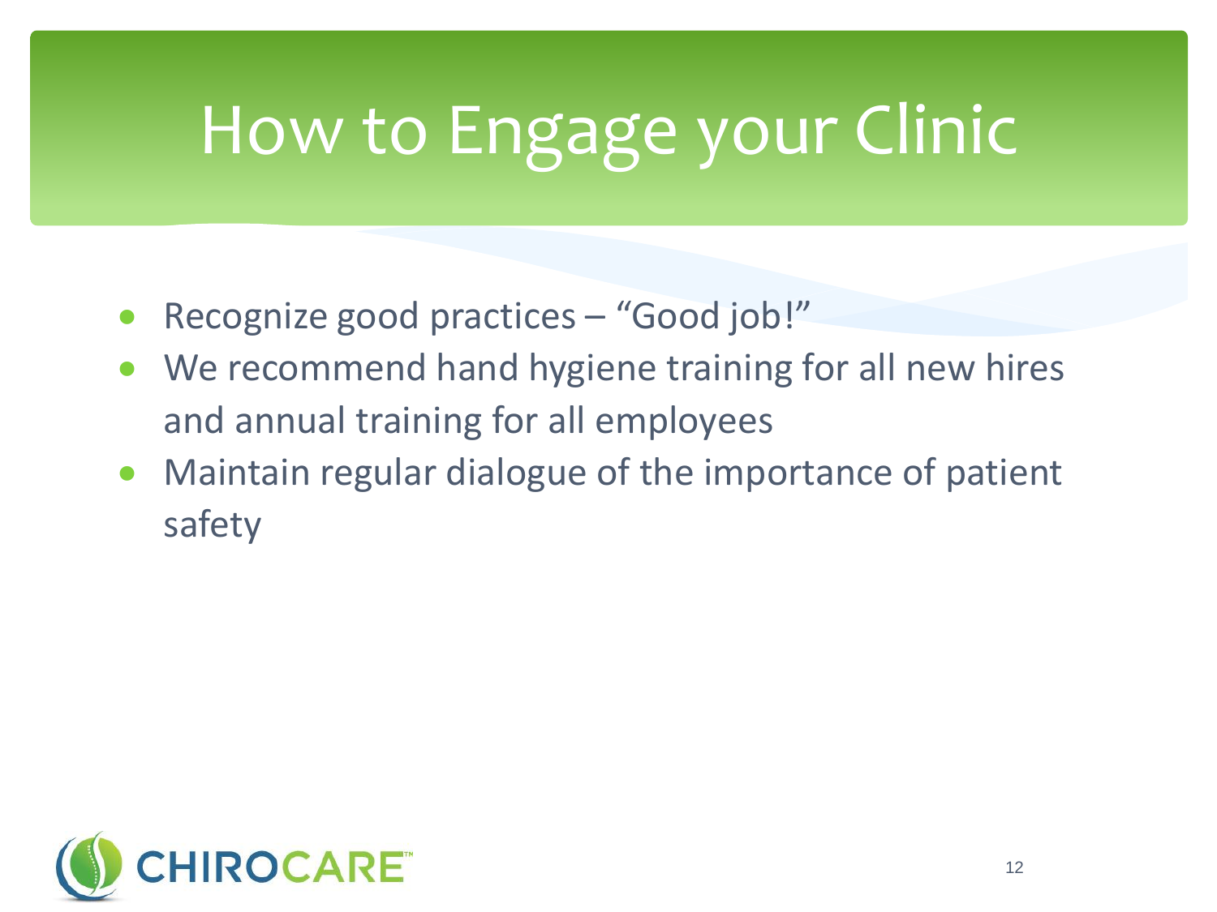# How to Engage your Clinic

- Recognize good practices – "Good job!"
- We recommend hand hygiene training for all new hires and annual training for all employees
- Maintain regular dialogue of the importance of patient safety

CHIROCARE™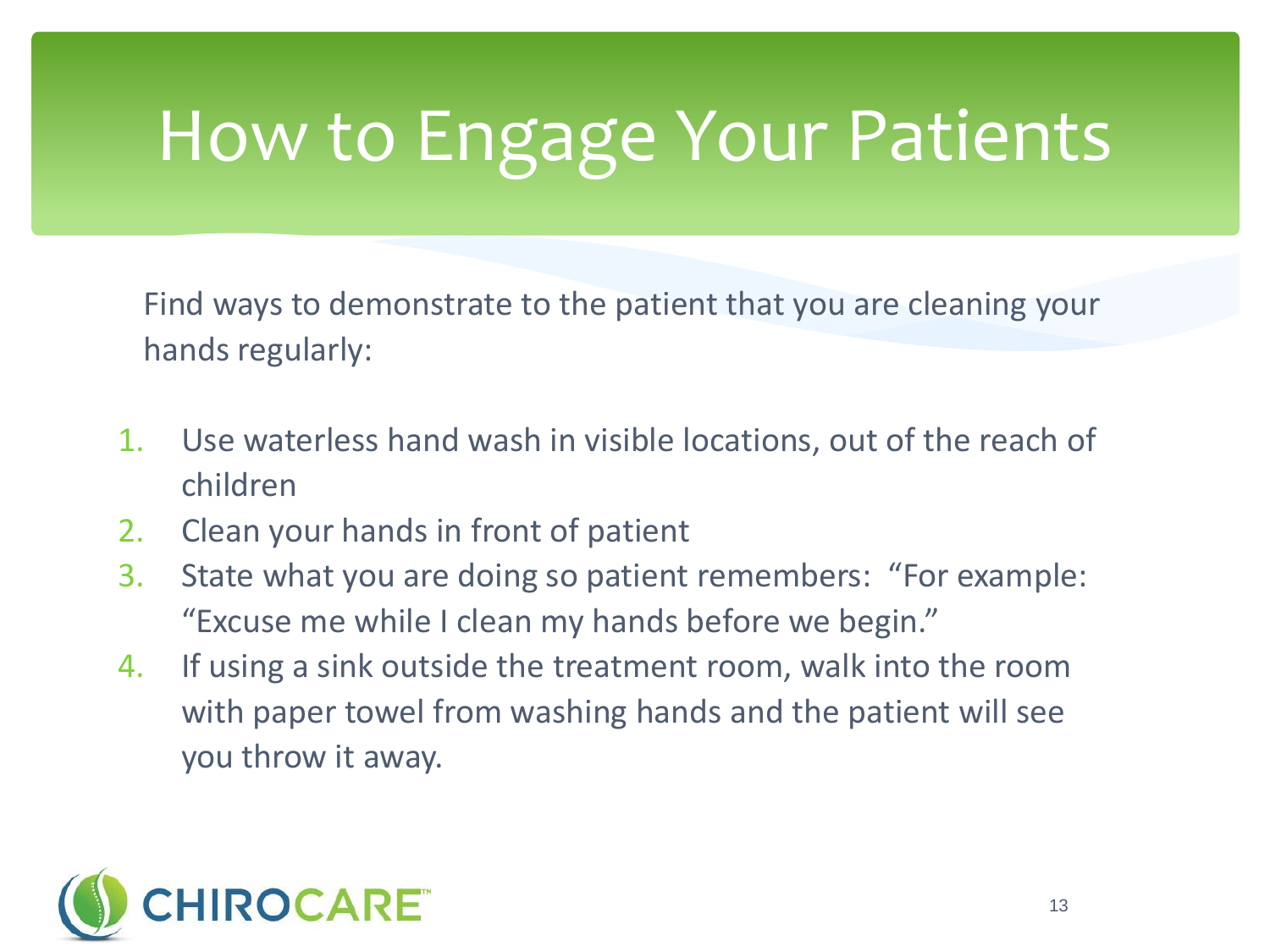# How to Engage Your Patients

Find ways to demonstrate to the patient that you are cleaning your hands regularly:

1. Use waterless hand wash in visible locations, out of the reach of children
2. Clean your hands in front of patient
3. State what you are doing so patient remembers: “For example: “Excuse me while I clean my hands before we begin.”
4. If using a sink outside the treatment room, walk into the room with paper towel from washing hands and the patient will see you throw it away.

CHIROCARE™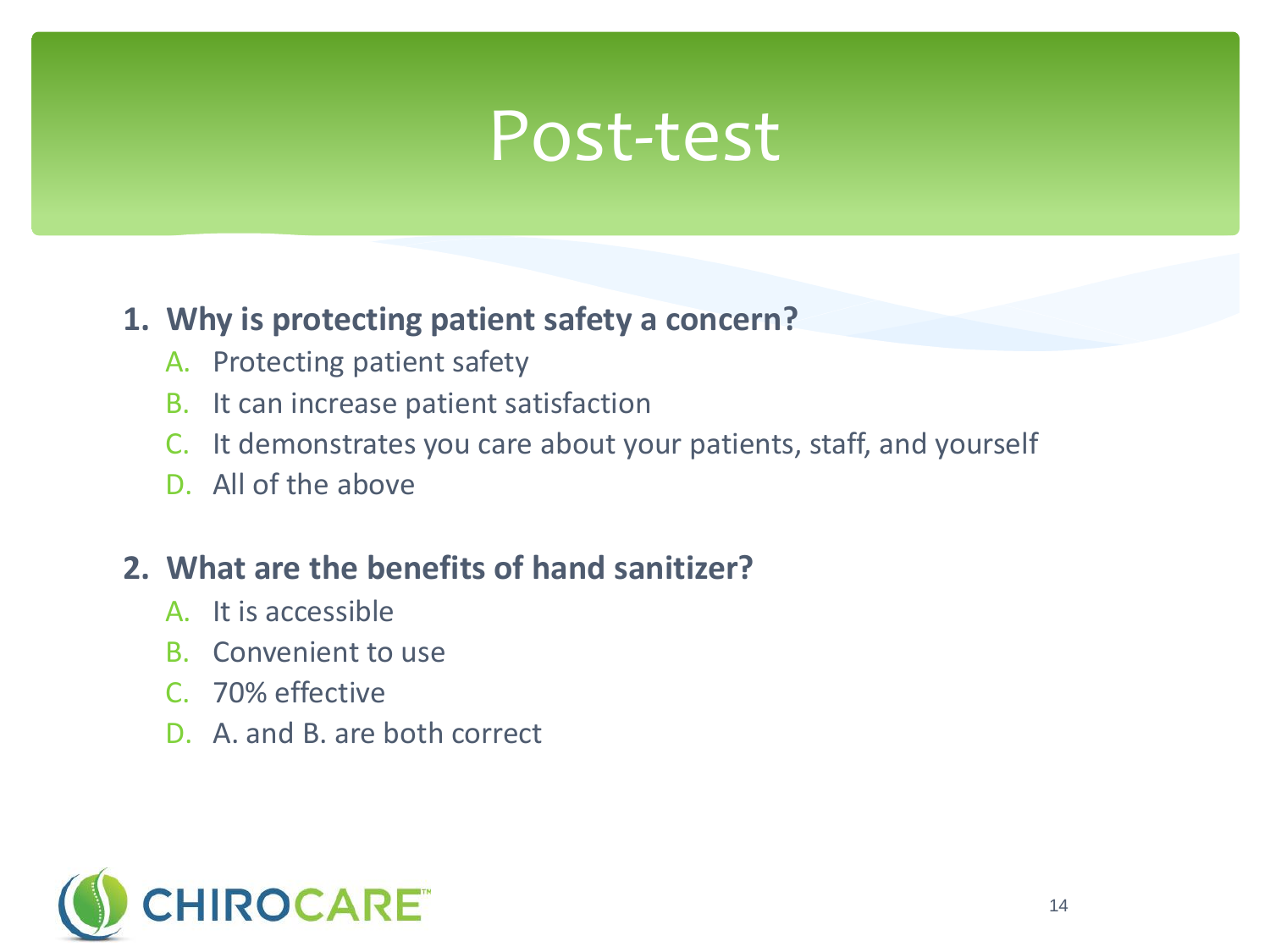# Post-test

1. **Why is protecting patient safety a concern?**
   A. Protecting patient safety
   B. It can increase patient satisfaction
   C. It demonstrates you care about your patients, staff, and yourself
   D. All of the above

2. **What are the benefits of hand sanitizer?**
   A. It is accessible
   B. Convenient to use
   C. 70% effective
   D. A. and B. are both correct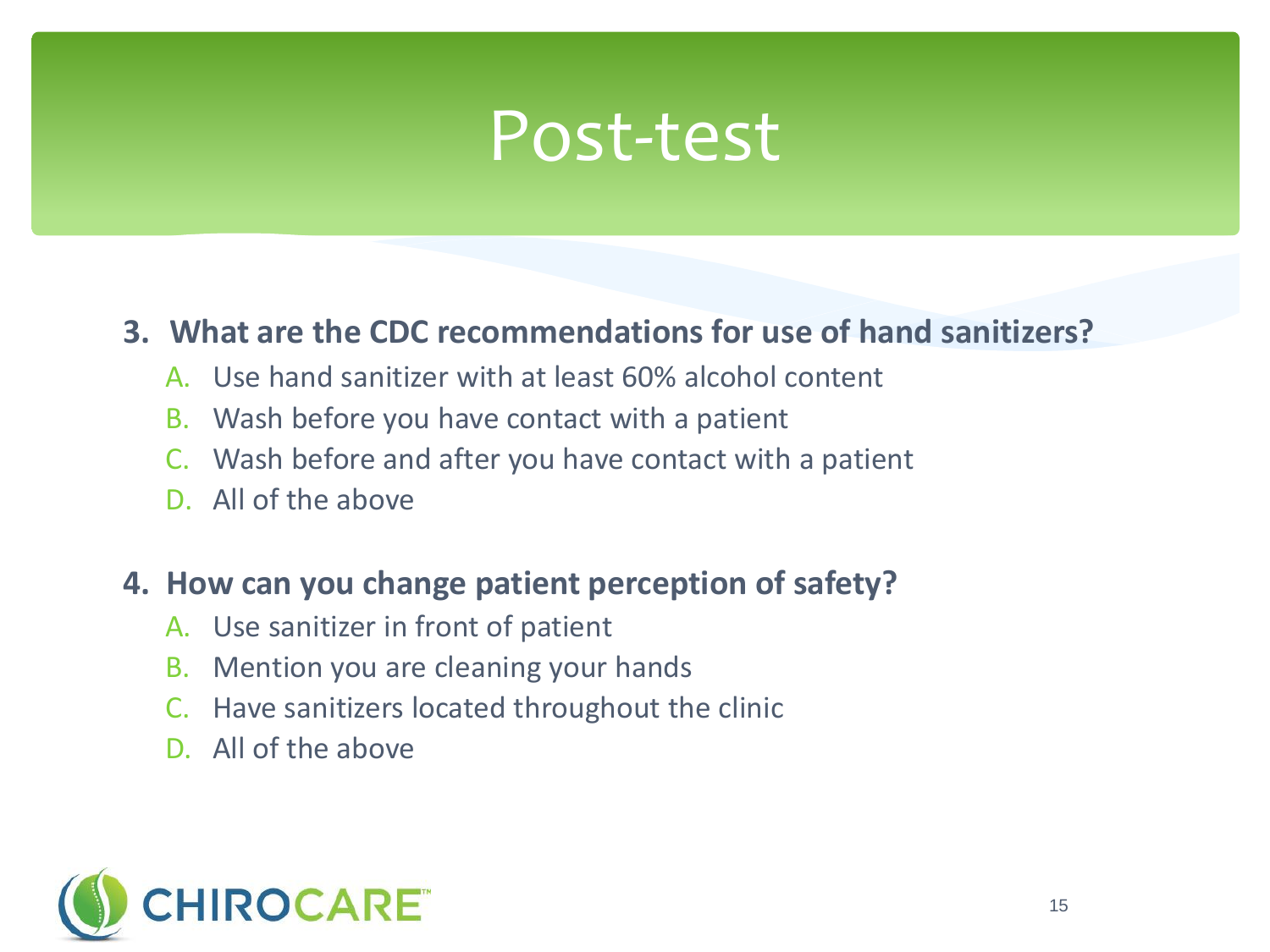# Post-test

**3. What are the CDC recommendations for use of hand sanitizers?**

A. Use hand sanitizer with at least 60% alcohol content
B. Wash before you have contact with a patient
C. Wash before and after you have contact with a patient
D. All of the above

**4. How can you change patient perception of safety?**

A. Use sanitizer in front of patient
B. Mention you are cleaning your hands
C. Have sanitizers located throughout the clinic
D. All of the above

CHIROCARE™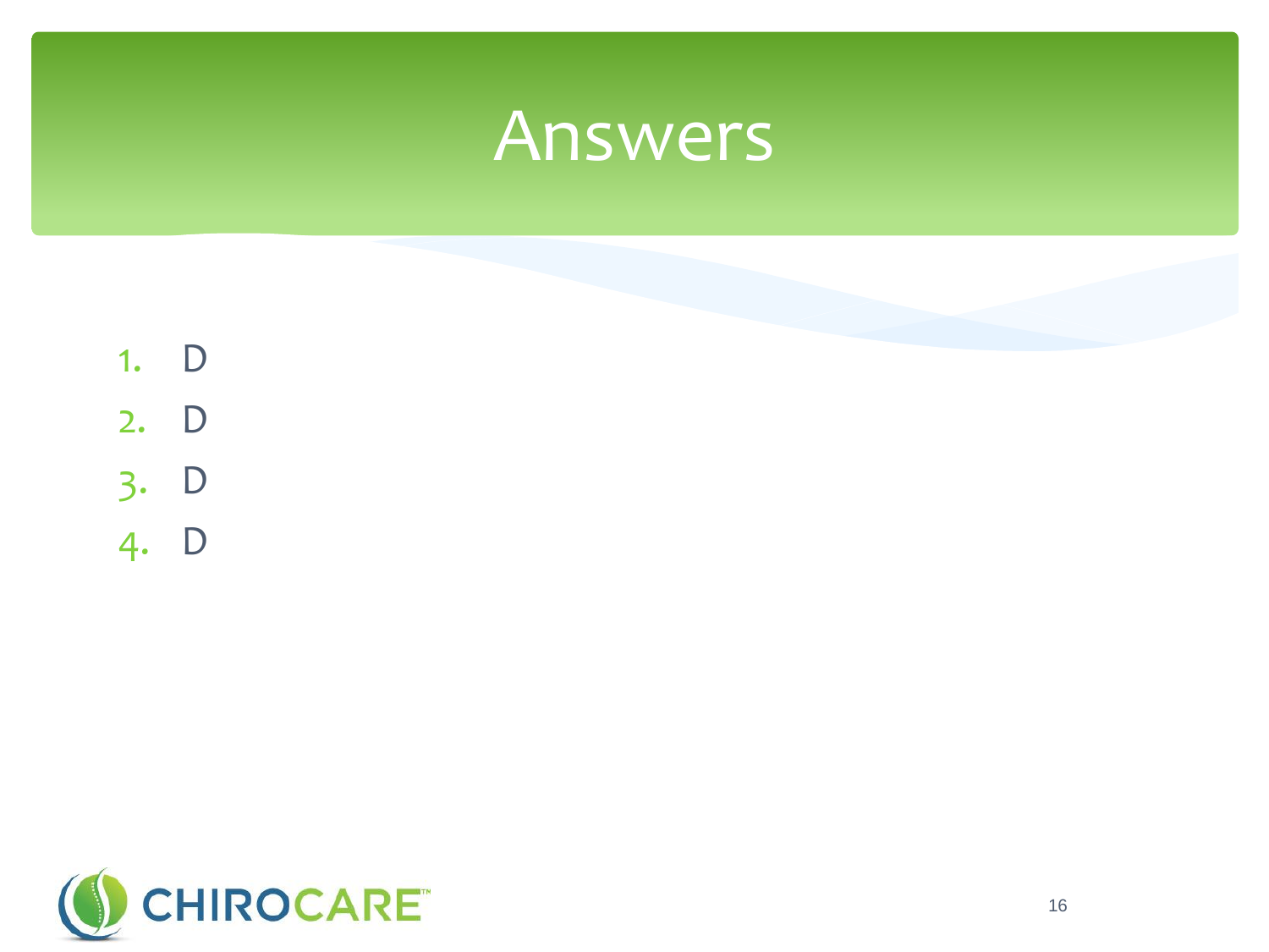# Answers

1. D
2. D
3. D
4. D